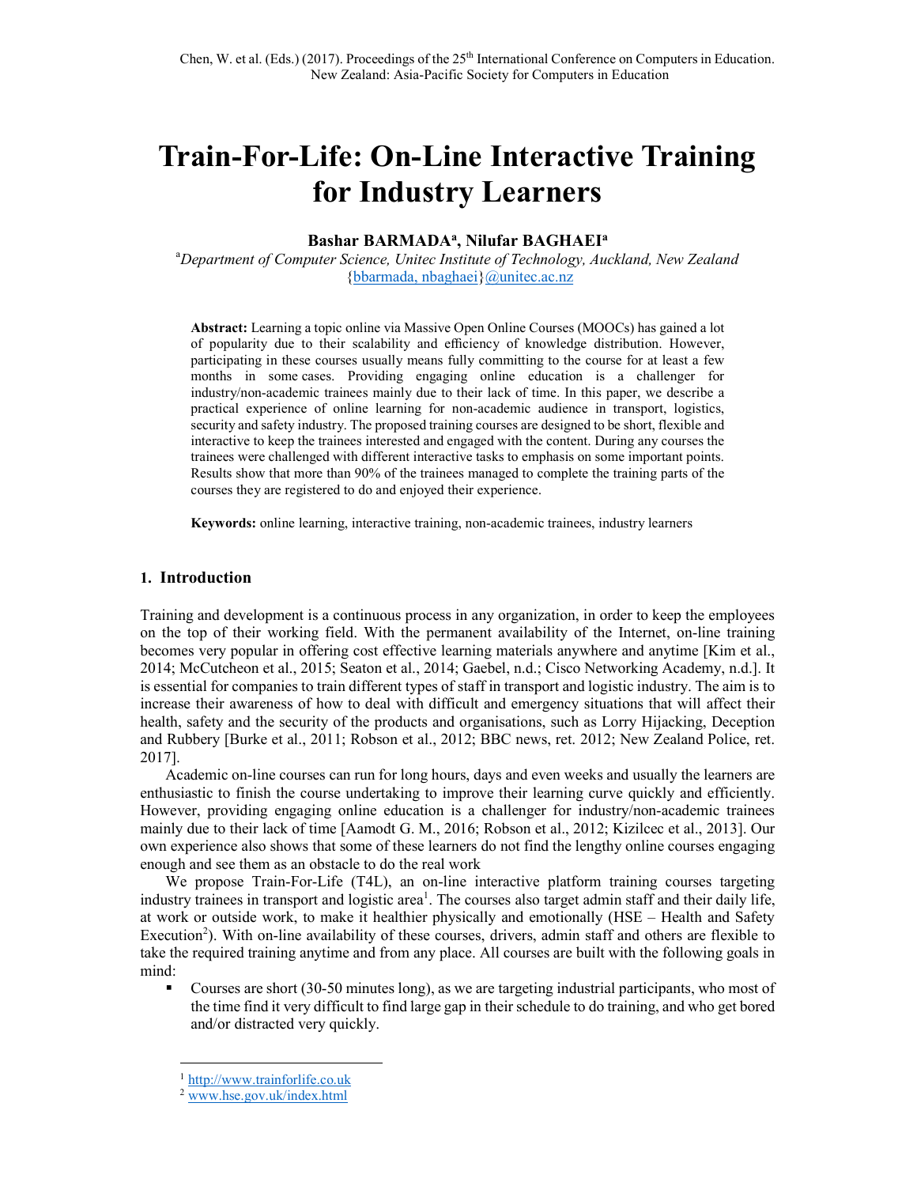# Train-For-Life: On-Line Interactive Training for Industry Learners

**Bashar BARMADA[a], Nilufar BAGHAEI[a]**

[a]*Department of Computer Science, Unitec Institute of Technology, Auckland, New Zealand*
{bbarmada, nbaghaei}@unitec.ac.nz

**Abstract:** Learning a topic online via Massive Open Online Courses (MOOCs) has gained a lot of popularity due to their scalability and efficiency of knowledge distribution. However, participating in these courses usually means fully committing to the course for at least a few months in some cases. Providing engaging online education is a challenger for industry/non-academic trainees mainly due to their lack of time. In this paper, we describe a practical experience of online learning for non-academic audience in transport, logistics, security and safety industry. The proposed training courses are designed to be short, flexible and interactive to keep the trainees interested and engaged with the content. During any courses the trainees were challenged with different interactive tasks to emphasis on some important points. Results show that more than 90% of the trainees managed to complete the training parts of the courses they are registered to do and enjoyed their experience.

**Keywords:** online learning, interactive training, non-academic trainees, industry learners

## 1. Introduction

Training and development is a continuous process in any organization, in order to keep the employees on the top of their working field. With the permanent availability of the Internet, on-line training becomes very popular in offering cost effective learning materials anywhere and anytime [Kim et al., 2014; McCutcheon et al., 2015; Seaton et al., 2014; Gaebel, n.d.; Cisco Networking Academy, n.d.]. It is essential for companies to train different types of staff in transport and logistic industry. The aim is to increase their awareness of how to deal with difficult and emergency situations that will affect their health, safety and the security of the products and organisations, such as Lorry Hijacking, Deception and Rubbery [Burke et al., 2011; Robson et al., 2012; BBC news, ret. 2012; New Zealand Police, ret. 2017].

Academic on-line courses can run for long hours, days and even weeks and usually the learners are enthusiastic to finish the course undertaking to improve their learning curve quickly and efficiently. However, providing engaging online education is a challenger for industry/non-academic trainees mainly due to their lack of time [Aamodt G. M., 2016; Robson et al., 2012; Kizilcec et al., 2013]. Our own experience also shows that some of these learners do not find the lengthy online courses engaging enough and see them as an obstacle to do the real work

We propose Train-For-Life (T4L), an on-line interactive platform training courses targeting industry trainees in transport and logistic area[1]. The courses also target admin staff and their daily life, at work or outside work, to make it healthier physically and emotionally (HSE – Health and Safety Execution[2]). With on-line availability of these courses, drivers, admin staff and others are flexible to take the required training anytime and from any place. All courses are built with the following goals in mind:

- Courses are short (30-50 minutes long), as we are targeting industrial participants, who most of the time find it very difficult to find large gap in their schedule to do training, and who get bored and/or distracted very quickly.

[1] http://www.trainforlife.co.uk
[2] www.hse.gov.uk/index.html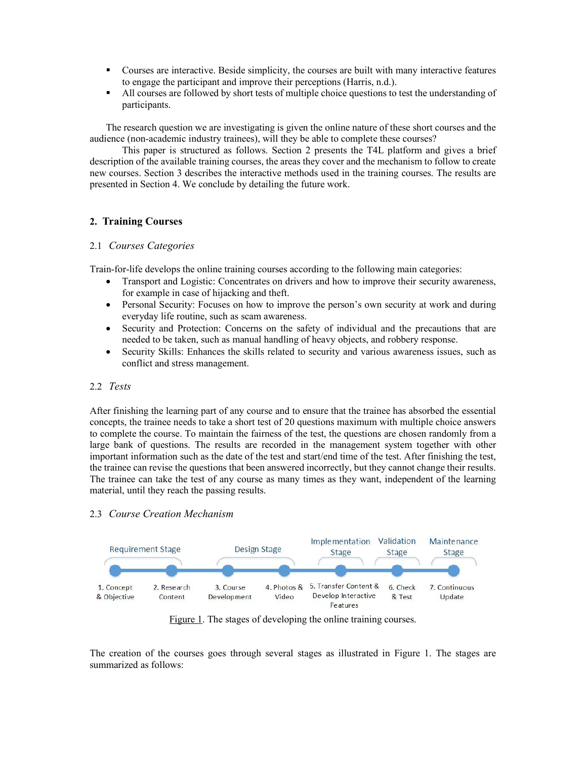- Courses are interactive. Beside simplicity, the courses are built with many interactive features to engage the participant and improve their perceptions (Harris, n.d.).
- All courses are followed by short tests of multiple choice questions to test the understanding of participants.

The research question we are investigating is given the online nature of these short courses and the audience (non-academic industry trainees), will they be able to complete these courses?

This paper is structured as follows. Section 2 presents the T4L platform and gives a brief description of the available training courses, the areas they cover and the mechanism to follow to create new courses. Section 3 describes the interactive methods used in the training courses. The results are presented in Section 4. We conclude by detailing the future work.

## 2. Training Courses

### 2.1 *Courses Categories*

Train-for-life develops the online training courses according to the following main categories:

- Transport and Logistic: Concentrates on drivers and how to improve their security awareness, for example in case of hijacking and theft.
- Personal Security: Focuses on how to improve the person's own security at work and during everyday life routine, such as scam awareness.
- Security and Protection: Concerns on the safety of individual and the precautions that are needed to be taken, such as manual handling of heavy objects, and robbery response.
- Security Skills: Enhances the skills related to security and various awareness issues, such as conflict and stress management.

### 2.2 *Tests*

After finishing the learning part of any course and to ensure that the trainee has absorbed the essential concepts, the trainee needs to take a short test of 20 questions maximum with multiple choice answers to complete the course. To maintain the fairness of the test, the questions are chosen randomly from a large bank of questions. The results are recorded in the management system together with other important information such as the date of the test and start/end time of the test. After finishing the test, the trainee can revise the questions that been answered incorrectly, but they cannot change their results. The trainee can take the test of any course as many times as they want, independent of the learning material, until they reach the passing results.

### 2.3 *Course Creation Mechanism*

Requirement Stage: 1. Concept & Objective; 2. Research Content
Design Stage: 3. Course Development; 4. Photos & Video
Implementation Stage: 5. Transfer Content & Develop Interactive Features
Validation Stage: 6. Check & Test
Maintenance Stage: 7. Continuous Update

Figure 1. The stages of developing the online training courses.

The creation of the courses goes through several stages as illustrated in Figure 1. The stages are summarized as follows: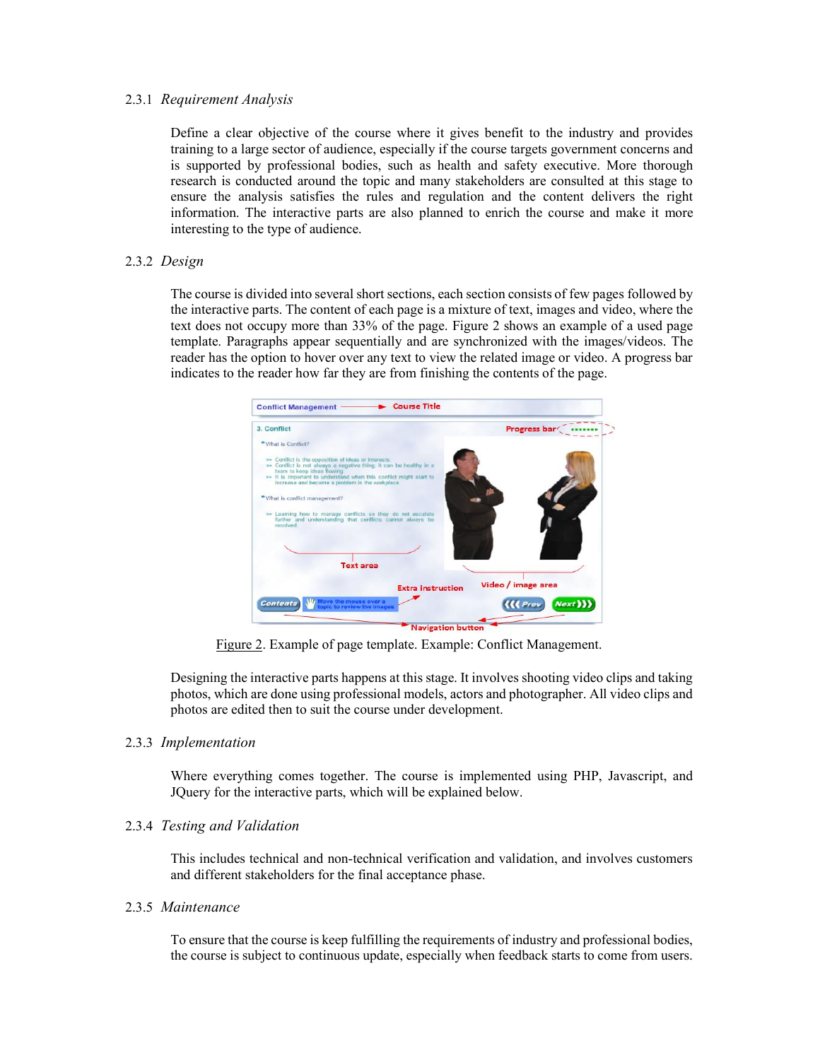### 2.3.1 *Requirement Analysis*

Define a clear objective of the course where it gives benefit to the industry and provides training to a large sector of audience, especially if the course targets government concerns and is supported by professional bodies, such as health and safety executive. More thorough research is conducted around the topic and many stakeholders are consulted at this stage to ensure the analysis satisfies the rules and regulation and the content delivers the right information. The interactive parts are also planned to enrich the course and make it more interesting to the type of audience.

### 2.3.2 *Design*

The course is divided into several short sections, each section consists of few pages followed by the interactive parts. The content of each page is a mixture of text, images and video, where the text does not occupy more than 33% of the page. Figure 2 shows an example of a used page template. Paragraphs appear sequentially and are synchronized with the images/videos. The reader has the option to hover over any text to view the related image or video. A progress bar indicates to the reader how far they are from finishing the contents of the page.

Figure 2. Example of page template. Example: Conflict Management.

Designing the interactive parts happens at this stage. It involves shooting video clips and taking photos, which are done using professional models, actors and photographer. All video clips and photos are edited then to suit the course under development.

### 2.3.3 *Implementation*

Where everything comes together. The course is implemented using PHP, Javascript, and JQuery for the interactive parts, which will be explained below.

### 2.3.4 *Testing and Validation*

This includes technical and non-technical verification and validation, and involves customers and different stakeholders for the final acceptance phase.

### 2.3.5 *Maintenance*

To ensure that the course is keep fulfilling the requirements of industry and professional bodies, the course is subject to continuous update, especially when feedback starts to come from users.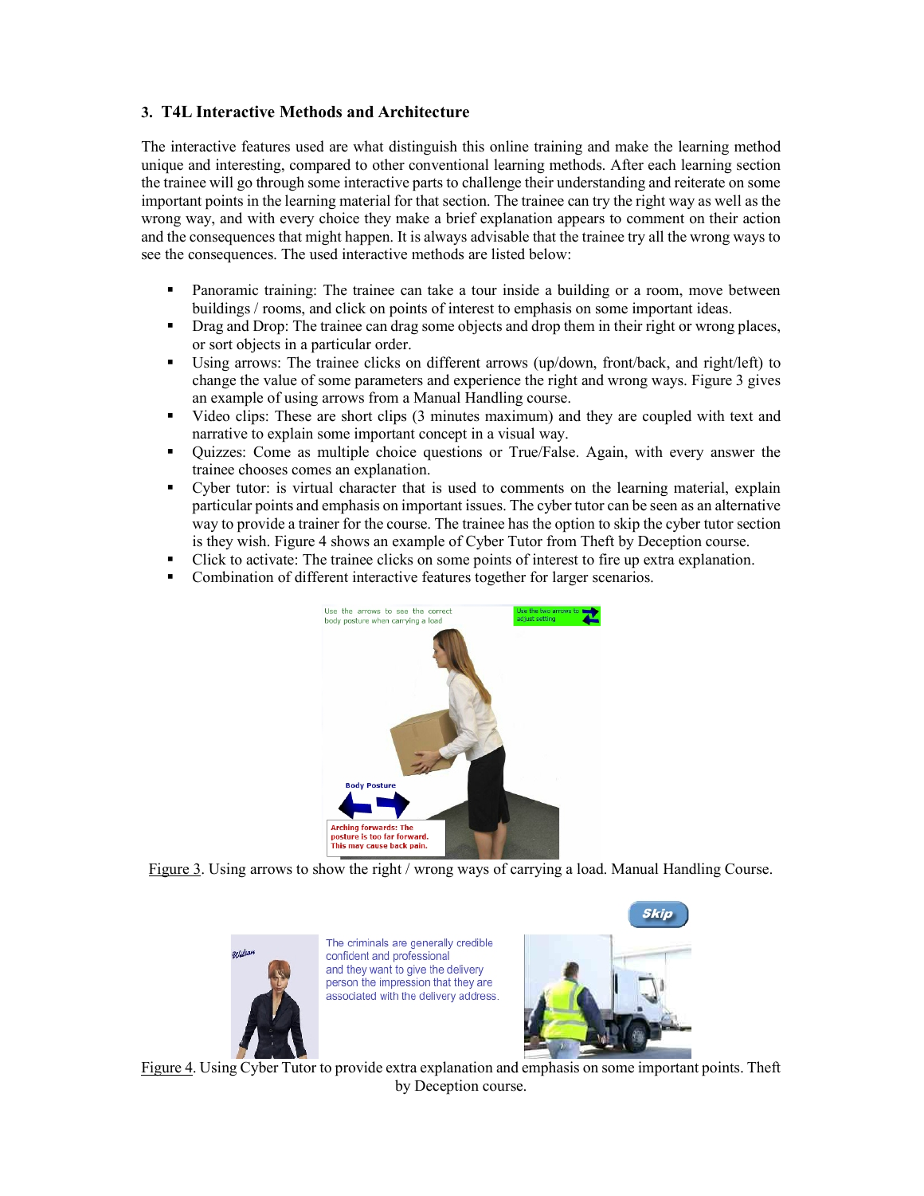## 3. T4L Interactive Methods and Architecture

The interactive features used are what distinguish this online training and make the learning method unique and interesting, compared to other conventional learning methods. After each learning section the trainee will go through some interactive parts to challenge their understanding and reiterate on some important points in the learning material for that section. The trainee can try the right way as well as the wrong way, and with every choice they make a brief explanation appears to comment on their action and the consequences that might happen. It is always advisable that the trainee try all the wrong ways to see the consequences. The used interactive methods are listed below:

- Panoramic training: The trainee can take a tour inside a building or a room, move between buildings / rooms, and click on points of interest to emphasis on some important ideas.
- Drag and Drop: The trainee can drag some objects and drop them in their right or wrong places, or sort objects in a particular order.
- Using arrows: The trainee clicks on different arrows (up/down, front/back, and right/left) to change the value of some parameters and experience the right and wrong ways. Figure 3 gives an example of using arrows from a Manual Handling course.
- Video clips: These are short clips (3 minutes maximum) and they are coupled with text and narrative to explain some important concept in a visual way.
- Quizzes: Come as multiple choice questions or True/False. Again, with every answer the trainee chooses comes an explanation.
- Cyber tutor: is virtual character that is used to comments on the learning material, explain particular points and emphasis on important issues. The cyber tutor can be seen as an alternative way to provide a trainer for the course. The trainee has the option to skip the cyber tutor section is they wish. Figure 4 shows an example of Cyber Tutor from Theft by Deception course.
- Click to activate: The trainee clicks on some points of interest to fire up extra explanation.
- Combination of different interactive features together for larger scenarios.

Figure 3. Using arrows to show the right / wrong ways of carrying a load. Manual Handling Course.

Figure 4. Using Cyber Tutor to provide extra explanation and emphasis on some important points. Theft by Deception course.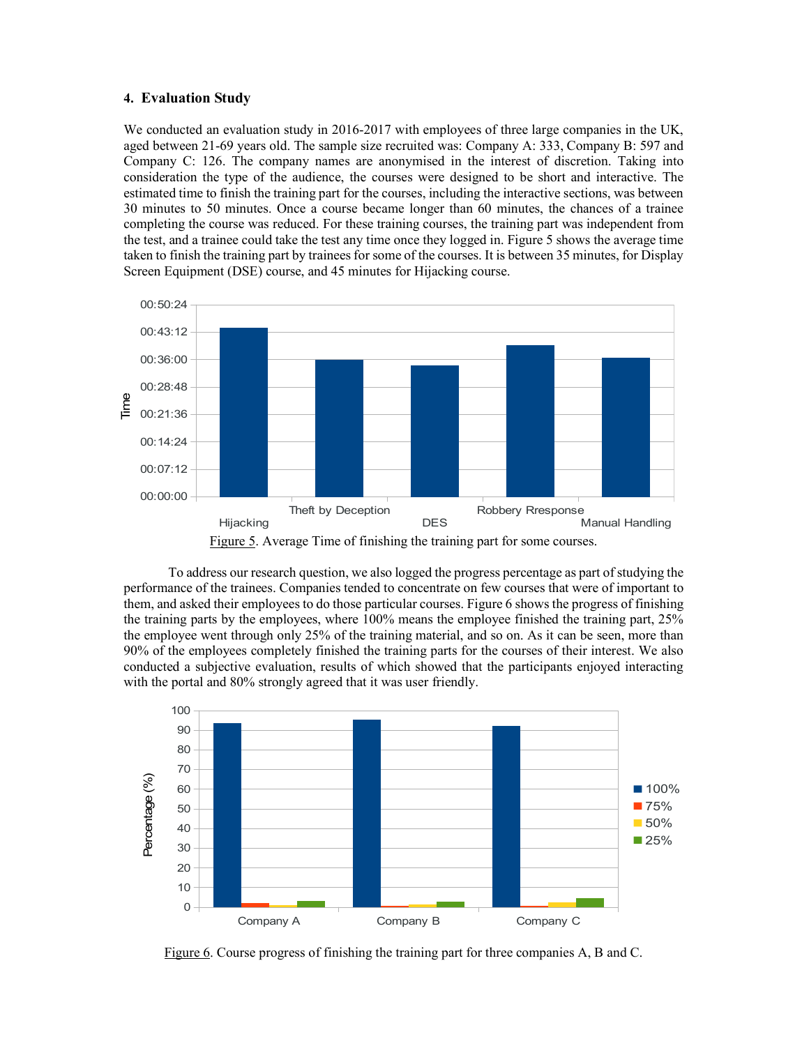## 4. Evaluation Study

We conducted an evaluation study in 2016-2017 with employees of three large companies in the UK, aged between 21-69 years old. The sample size recruited was: Company A: 333, Company B: 597 and Company C: 126. The company names are anonymised in the interest of discretion. Taking into consideration the type of the audience, the courses were designed to be short and interactive. The estimated time to finish the training part for the courses, including the interactive sections, was between 30 minutes to 50 minutes. Once a course became longer than 60 minutes, the chances of a trainee completing the course was reduced. For these training courses, the training part was independent from the test, and a trainee could take the test any time once they logged in. Figure 5 shows the average time taken to finish the training part by trainees for some of the courses. It is between 35 minutes, for Display Screen Equipment (DSE) course, and 45 minutes for Hijacking course.

Figure 5. Average Time of finishing the training part for some courses.

To address our research question, we also logged the progress percentage as part of studying the performance of the trainees. Companies tended to concentrate on few courses that were of important to them, and asked their employees to do those particular courses. Figure 6 shows the progress of finishing the training parts by the employees, where 100% means the employee finished the training part, 25% the employee went through only 25% of the training material, and so on. As it can be seen, more than 90% of the employees completely finished the training parts for the courses of their interest. We also conducted a subjective evaluation, results of which showed that the participants enjoyed interacting with the portal and 80% strongly agreed that it was user friendly.

Figure 6. Course progress of finishing the training part for three companies A, B and C.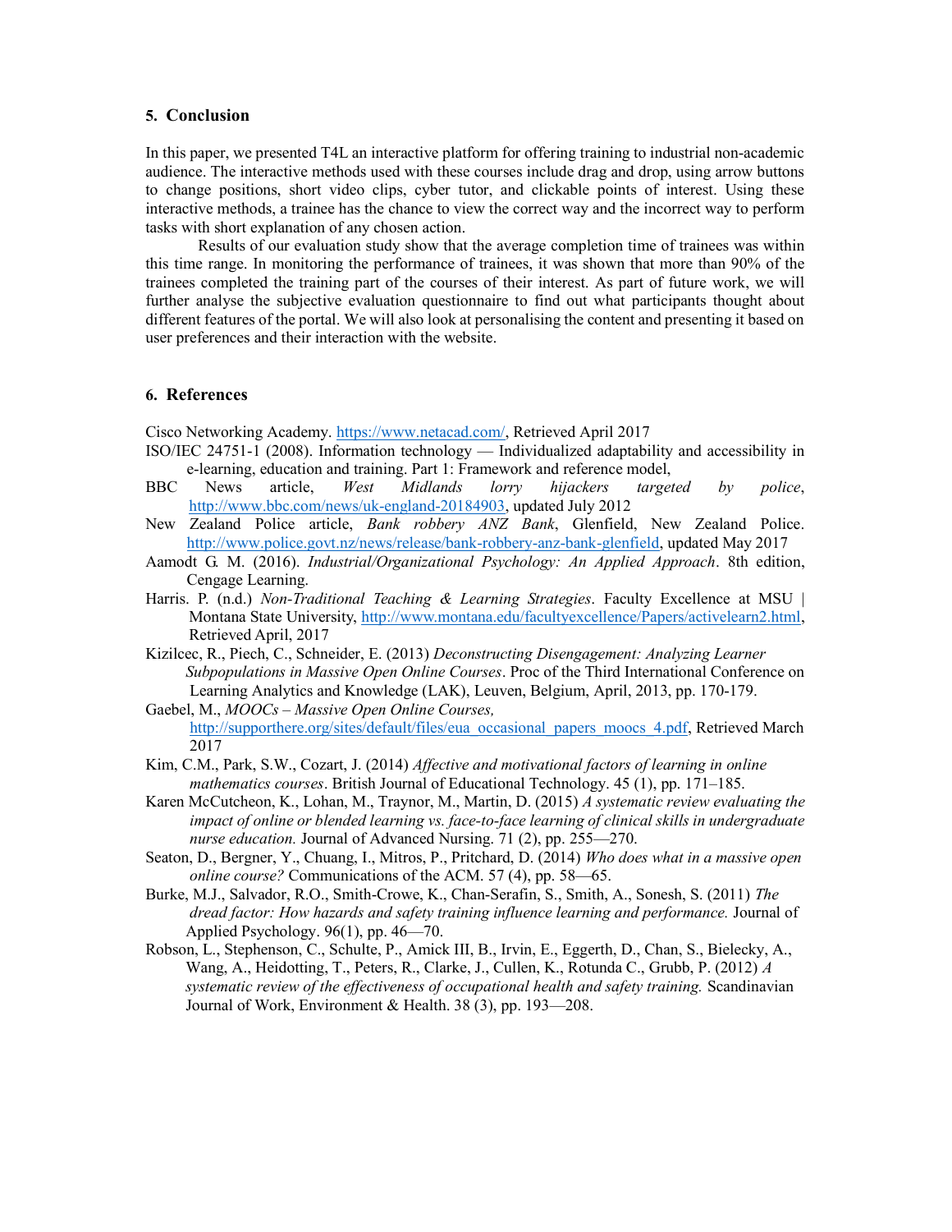## 5. Conclusion

In this paper, we presented T4L an interactive platform for offering training to industrial non-academic audience. The interactive methods used with these courses include drag and drop, using arrow buttons to change positions, short video clips, cyber tutor, and clickable points of interest. Using these interactive methods, a trainee has the chance to view the correct way and the incorrect way to perform tasks with short explanation of any chosen action.

Results of our evaluation study show that the average completion time of trainees was within this time range. In monitoring the performance of trainees, it was shown that more than 90% of the trainees completed the training part of the courses of their interest. As part of future work, we will further analyse the subjective evaluation questionnaire to find out what participants thought about different features of the portal. We will also look at personalising the content and presenting it based on user preferences and their interaction with the website.

## 6. References

Cisco Networking Academy. https://www.netacad.com/, Retrieved April 2017

ISO/IEC 24751-1 (2008). Information technology — Individualized adaptability and accessibility in e-learning, education and training. Part 1: Framework and reference model,

BBC News article, *West Midlands lorry hijackers targeted by police*, http://www.bbc.com/news/uk-england-20184903, updated July 2012

New Zealand Police article, *Bank robbery ANZ Bank*, Glenfield, New Zealand Police. http://www.police.govt.nz/news/release/bank-robbery-anz-bank-glenfield, updated May 2017

Aamodt G. M. (2016). *Industrial/Organizational Psychology: An Applied Approach*. 8th edition, Cengage Learning.

Harris. P. (n.d.) *Non-Traditional Teaching & Learning Strategies*. Faculty Excellence at MSU | Montana State University, http://www.montana.edu/facultyexcellence/Papers/activelearn2.html, Retrieved April, 2017

Kizilcec, R., Piech, C., Schneider, E. (2013) *Deconstructing Disengagement: Analyzing Learner Subpopulations in Massive Open Online Courses*. Proc of the Third International Conference on Learning Analytics and Knowledge (LAK), Leuven, Belgium, April, 2013, pp. 170-179.

Gaebel, M., *MOOCs – Massive Open Online Courses,* http://supporthere.org/sites/default/files/eua_occasional_papers_moocs_4.pdf, Retrieved March 2017

Kim, C.M., Park, S.W., Cozart, J. (2014) *Affective and motivational factors of learning in online mathematics courses*. British Journal of Educational Technology. 45 (1), pp. 171–185.

Karen McCutcheon, K., Lohan, M., Traynor, M., Martin, D. (2015) *A systematic review evaluating the impact of online or blended learning vs. face-to-face learning of clinical skills in undergraduate nurse education.* Journal of Advanced Nursing. 71 (2), pp. 255—270.

Seaton, D., Bergner, Y., Chuang, I., Mitros, P., Pritchard, D. (2014) *Who does what in a massive open online course?* Communications of the ACM. 57 (4), pp. 58—65.

Burke, M.J., Salvador, R.O., Smith-Crowe, K., Chan-Serafin, S., Smith, A., Sonesh, S. (2011) *The dread factor: How hazards and safety training influence learning and performance.* Journal of Applied Psychology. 96(1), pp. 46—70.

Robson, L., Stephenson, C., Schulte, P., Amick III, B., Irvin, E., Eggerth, D., Chan, S., Bielecky, A., Wang, A., Heidotting, T., Peters, R., Clarke, J., Cullen, K., Rotunda C., Grubb, P. (2012) *A systematic review of the effectiveness of occupational health and safety training.* Scandinavian Journal of Work, Environment & Health. 38 (3), pp. 193—208.